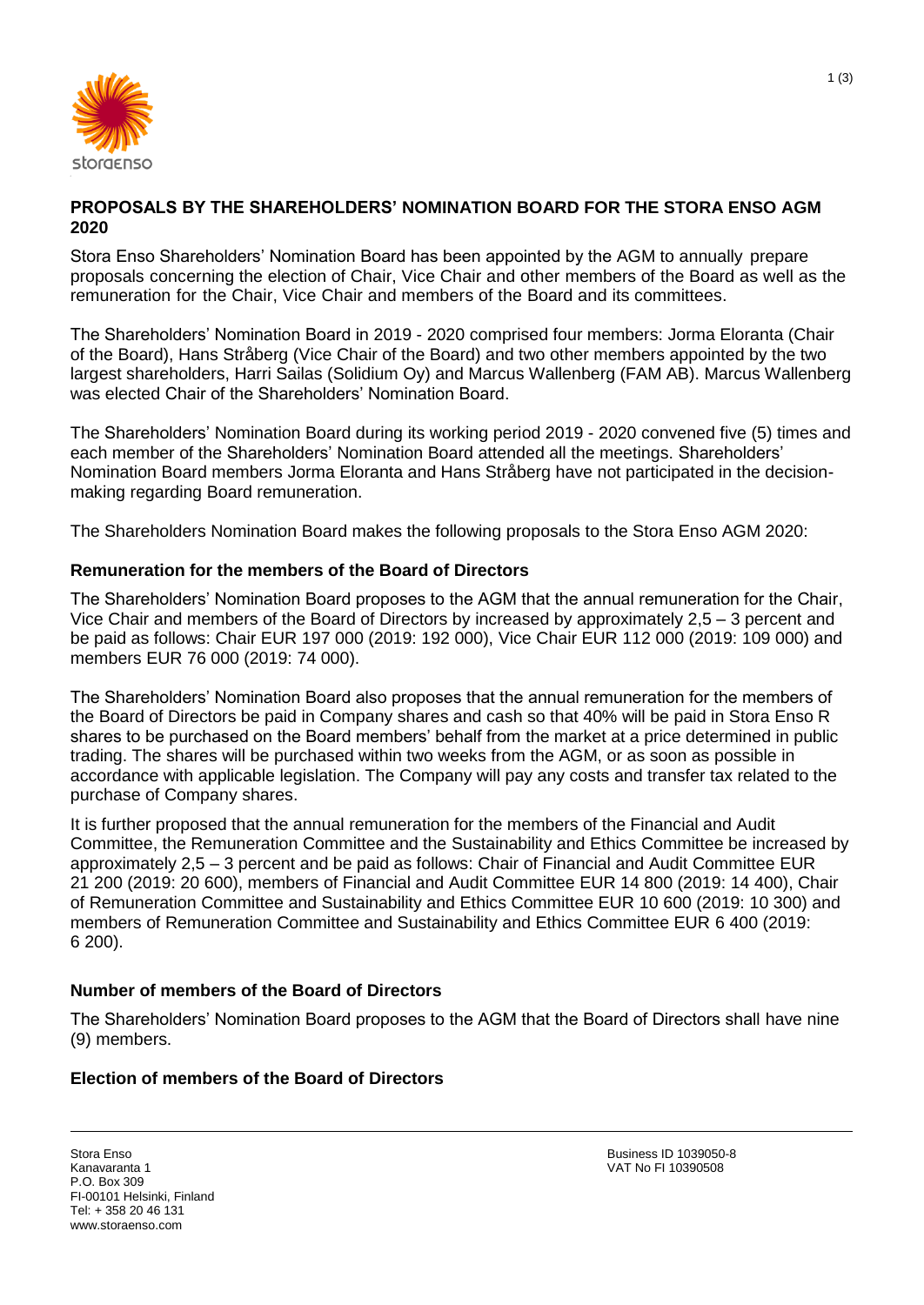## PROPOSALS BY THE SHAREHOLDERS' NOMINATION BOARD FOR THE STORA ENSO AGM 2020

Stora Enso Shareholders' Nomination Board has been appointed by the AGM to annually prepare proposals concerning the election of Chair, Vice Chair and other members of the Board as well as the remuneration for the Chair, Vice Chair and members of the Board and its committees.

The Shareholders' Nomination Board in 2019 - 2020 comprised four members: Jorma Eloranta (Chair of the Board), Hans Stråberg (Vice Chair of the Board) and two other members appointed by the two largest shareholders, Harri Sailas (Solidium Oy) and Marcus Wallenberg (FAM AB). Marcus Wallenberg was elected Chair of the Shareholders' Nomination Board.

The Shareholders' Nomination Board during its working period 2019 - 2020 convened five (5) times and each member of the Shareholders' Nomination Board attended all the meetings. Shareholders' Nomination Board members Jorma Eloranta and Hans Stråberg have not participated in the decision-making regarding Board remuneration.

The Shareholders Nomination Board makes the following proposals to the Stora Enso AGM 2020:

### Remuneration for the members of the Board of Directors

The Shareholders' Nomination Board proposes to the AGM that the annual remuneration for the Chair, Vice Chair and members of the Board of Directors by increased by approximately 2,5 – 3 percent and be paid as follows: Chair EUR 197 000 (2019: 192 000), Vice Chair EUR 112 000 (2019: 109 000) and members EUR 76 000 (2019: 74 000).

The Shareholders' Nomination Board also proposes that the annual remuneration for the members of the Board of Directors be paid in Company shares and cash so that 40% will be paid in Stora Enso R shares to be purchased on the Board members' behalf from the market at a price determined in public trading. The shares will be purchased within two weeks from the AGM, or as soon as possible in accordance with applicable legislation. The Company will pay any costs and transfer tax related to the purchase of Company shares.

It is further proposed that the annual remuneration for the members of the Financial and Audit Committee, the Remuneration Committee and the Sustainability and Ethics Committee be increased by approximately 2,5 – 3 percent and be paid as follows: Chair of Financial and Audit Committee EUR 21 200 (2019: 20 600), members of Financial and Audit Committee EUR 14 800 (2019: 14 400), Chair of Remuneration Committee and Sustainability and Ethics Committee EUR 10 600 (2019: 10 300) and members of Remuneration Committee and Sustainability and Ethics Committee EUR 6 400 (2019: 6 200).

### Number of members of the Board of Directors

The Shareholders' Nomination Board proposes to the AGM that the Board of Directors shall have nine (9) members.

### Election of members of the Board of Directors

Stora Enso
Kanavaranta 1
P.O. Box 309
FI-00101 Helsinki, Finland
Tel: + 358 20 46 131
www.storaenso.com

Business ID 1039050-8
VAT No FI 10390508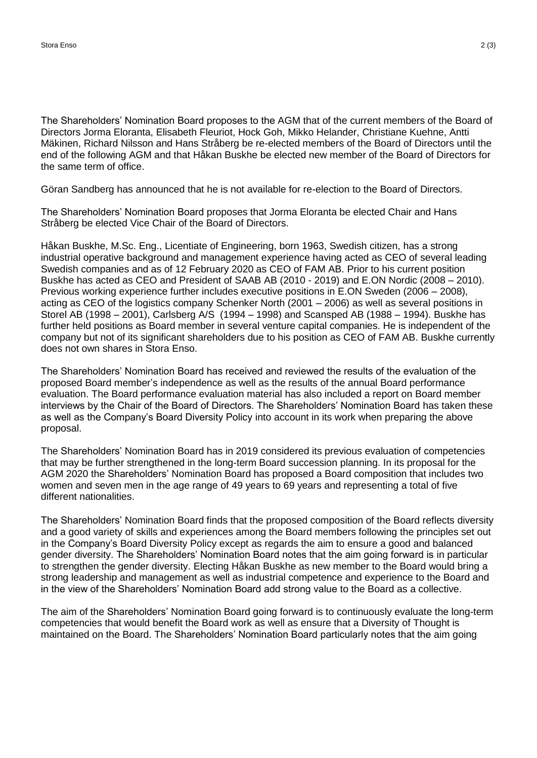The Shareholders' Nomination Board proposes to the AGM that of the current members of the Board of Directors Jorma Eloranta, Elisabeth Fleuriot, Hock Goh, Mikko Helander, Christiane Kuehne, Antti Mäkinen, Richard Nilsson and Hans Stråberg be re-elected members of the Board of Directors until the end of the following AGM and that Håkan Buskhe be elected new member of the Board of Directors for the same term of office.

Göran Sandberg has announced that he is not available for re-election to the Board of Directors.

The Shareholders' Nomination Board proposes that Jorma Eloranta be elected Chair and Hans Stråberg be elected Vice Chair of the Board of Directors.

Håkan Buskhe, M.Sc. Eng., Licentiate of Engineering, born 1963, Swedish citizen, has a strong industrial operative background and management experience having acted as CEO of several leading Swedish companies and as of 12 February 2020 as CEO of FAM AB. Prior to his current position Buskhe has acted as CEO and President of SAAB AB (2010 - 2019) and E.ON Nordic (2008 – 2010). Previous working experience further includes executive positions in E.ON Sweden (2006 – 2008), acting as CEO of the logistics company Schenker North (2001 – 2006) as well as several positions in Storel AB (1998 – 2001), Carlsberg A/S (1994 – 1998) and Scansped AB (1988 – 1994). Buskhe has further held positions as Board member in several venture capital companies. He is independent of the company but not of its significant shareholders due to his position as CEO of FAM AB. Buskhe currently does not own shares in Stora Enso.

The Shareholders' Nomination Board has received and reviewed the results of the evaluation of the proposed Board member's independence as well as the results of the annual Board performance evaluation. The Board performance evaluation material has also included a report on Board member interviews by the Chair of the Board of Directors. The Shareholders' Nomination Board has taken these as well as the Company's Board Diversity Policy into account in its work when preparing the above proposal.

The Shareholders' Nomination Board has in 2019 considered its previous evaluation of competencies that may be further strengthened in the long-term Board succession planning. In its proposal for the AGM 2020 the Shareholders' Nomination Board has proposed a Board composition that includes two women and seven men in the age range of 49 years to 69 years and representing a total of five different nationalities.

The Shareholders' Nomination Board finds that the proposed composition of the Board reflects diversity and a good variety of skills and experiences among the Board members following the principles set out in the Company's Board Diversity Policy except as regards the aim to ensure a good and balanced gender diversity. The Shareholders' Nomination Board notes that the aim going forward is in particular to strengthen the gender diversity. Electing Håkan Buskhe as new member to the Board would bring a strong leadership and management as well as industrial competence and experience to the Board and in the view of the Shareholders' Nomination Board add strong value to the Board as a collective.

The aim of the Shareholders' Nomination Board going forward is to continuously evaluate the long-term competencies that would benefit the Board work as well as ensure that a Diversity of Thought is maintained on the Board. The Shareholders' Nomination Board particularly notes that the aim going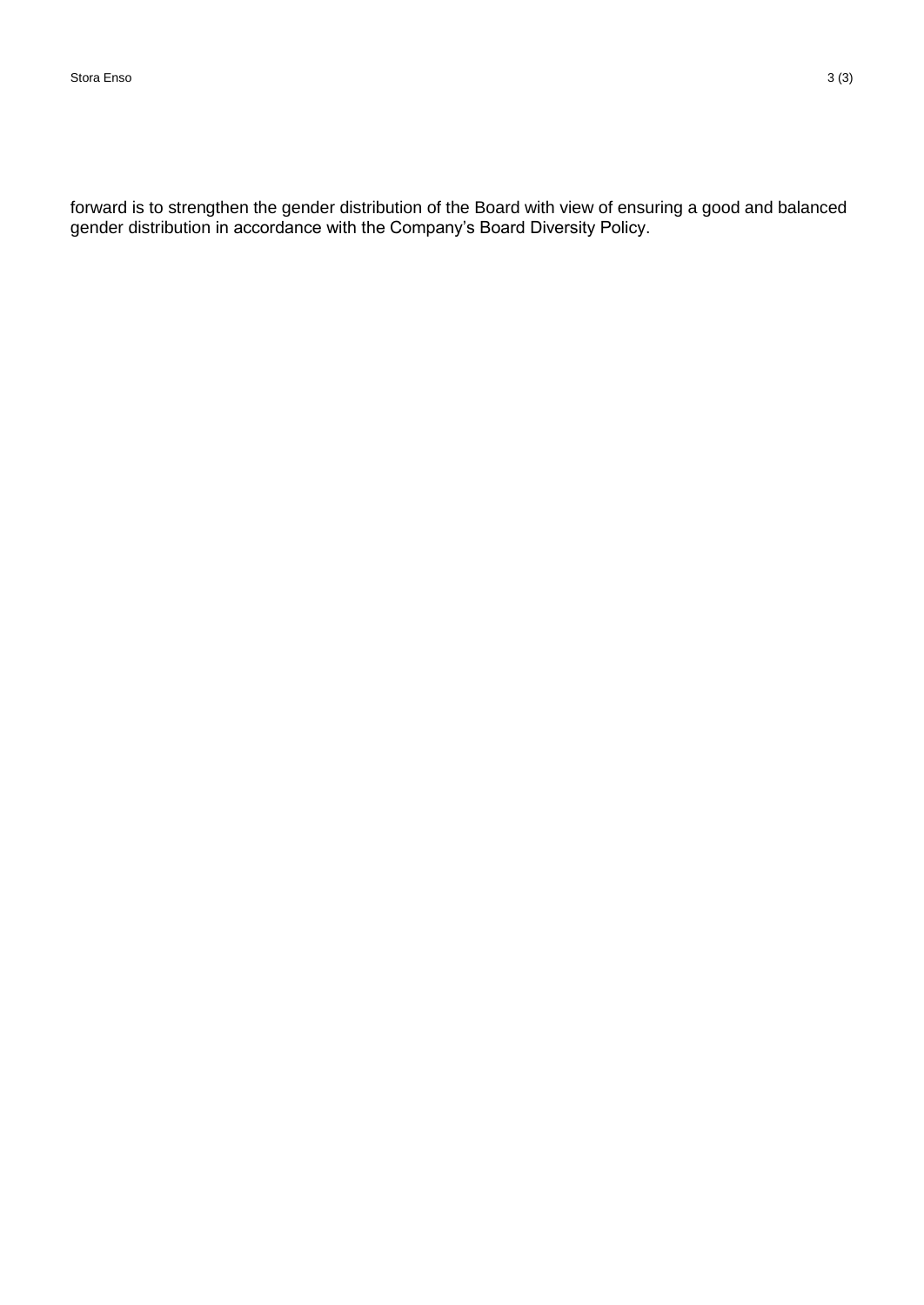forward is to strengthen the gender distribution of the Board with view of ensuring a good and balanced gender distribution in accordance with the Company's Board Diversity Policy.